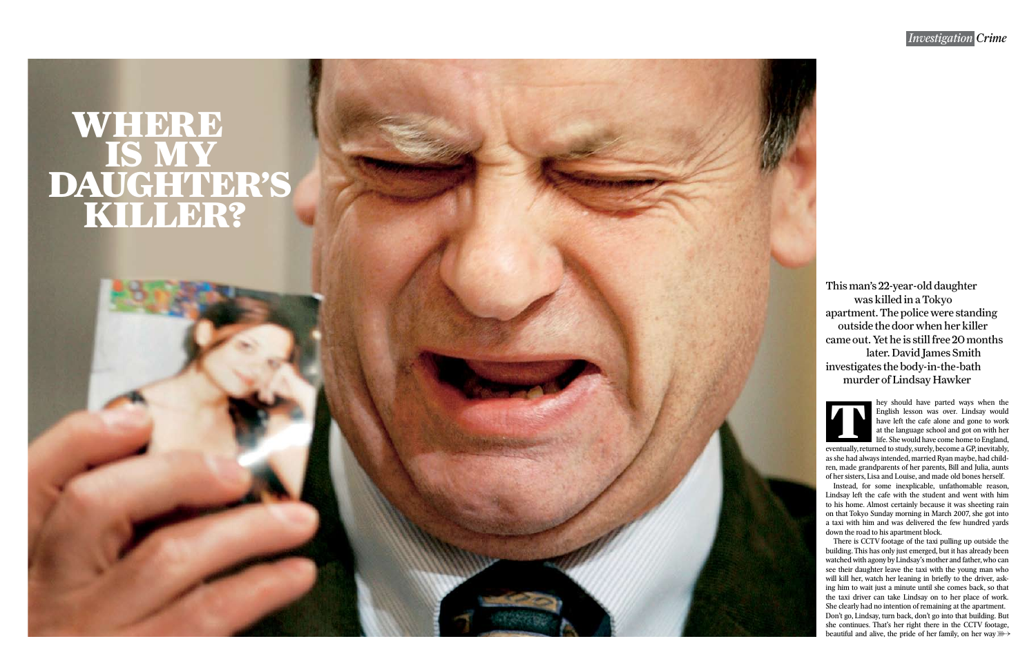# WHERE IS MY DAUGHTER'S KILLER?

This man's 22-year-old daughter was killed in a Tokyo apartment. The police were standing outside the door when her killer came out. Yet he is still free 20 months later. David James Smith investigates the body-in-the-bath murder of Lindsay Hawker

They should have parted ways when the English lesson was over. Lindsay would have left the cafe alone and gone to work at the language school and got on with her life. She would have come home to England, eventually, returned to study, surely, become a GP, inevitably, as she had always intended, married Ryan maybe, had children, made grandparents of her parents, Bill and Julia, aunts of her sisters, Lisa and Louise, and made old bones herself.

Instead, for some inexplicable, unfathomable reason, Lindsay left the cafe with the student and went with him to his home. Almost certainly because it was sheeting rain on that Tokyo Sunday morning in March 2007, she got into a taxi with him and was delivered the few hundred yards down the road to his apartment block.

There is CCTV footage of the taxi pulling up outside the building. This has only just emerged, but it has already been watched with agony by Lindsay's mother and father, who can see their daughter leave the taxi with the young man who will kill her, watch her leaning in briefly to the driver, asking him to wait just a minute until she comes back, so that the taxi driver can take Lindsay on to her place of work. She clearly had no intention of remaining at the apartment. Don't go, Lindsay, turn back, don't go into that building. But she continues. That's her right there in the CCTV footage, beautiful and alive, the pride of her family, on her way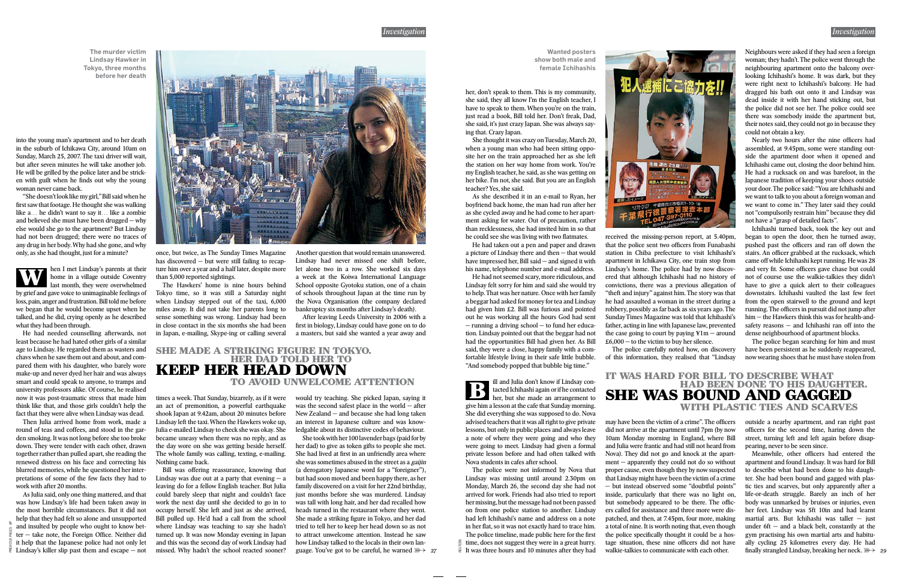The murder victim Lindsay Hawker in Tokyo, three months before her death

into the young man's apartment and to her death in the suburb of Ichikawa City, around 10am on Sunday, March 25, 2007. The taxi driver will wait, but after seven minutes he will take another job. He will be grilled by the police later and be stricken with guilt when he finds out why the young woman never came back.

"She doesn't look like my girl," Bill said when he first saw that footage. He thought she was walking like a… he didn't want to say it… like a zombie and believed she must have been drugged — why else would she go to the apartment? But Lindsay had not been drugged; there were no traces of any drug in her body. Why had she gone, and why only, as she had thought, just for a minute?

When I met Lindsay's parents at their home in a village outside Coventry last month, they were overwhelmed by grief and gave voice to unimaginable feelings of loss, pain, anger and frustration. Bill told me before we began that he would become upset when he talked, and he did, crying openly as he described what they had been through.

He had needed counselling afterwards, not least because he had hated other girls of a similar age to Lindsay. He regarded them as wasters and chavs when he saw them out and about, and compared them with his daughter, who barely wore make-up and never dyed her hair and was always smart and could speak to anyone, to tramps and university professors alike. Of course, he realised now it was post-traumatic stress that made him think like that, and those girls couldn't help the fact that they were alive when Lindsay was dead.

Then Julia arrived home from work, made a round of teas and coffees, and stood in the garden smoking. It was not long before she too broke down. They were tender with each other, drawn together rather than pulled apart, she reading the renewed distress on his face and correcting his blurred memories, while he questioned her interpretations of some of the few facts they had to work with after 20 months.

As Julia said, only one thing mattered, and that was how Lindsay's life had been taken away in the most horrible circumstances. But it did not help that they had felt so alone and unsupported and insulted by people who ought to know better — take note, the Foreign Office. Neither did it help that the Japanese police had not only let Lindsay's killer slip past them and escape — not once, but twice, as The Sunday Times Magazine has discovered — but were still failing to recapture him over a year and a half later, despite more than 5,000 reported sightings.

The Hawkers' home is nine hours behind Tokyo time, so it was still a Saturday night when Lindsay stepped out of the taxi, 6,000 miles away. It did not take her parents long to sense something was wrong. Lindsay had been in close contact in the six months she had been in Japan, e-mailing, Skype-ing or calling several times a week. That Sunday, bizarrely, as if it were an act of premonition, a powerful earthquake shook Japan at 9.42am, about 20 minutes before Lindsay left the taxi. When the Hawkers woke up, Julia e-mailed Lindsay to check she was okay. She became uneasy when there was no reply, and as the day wore on she was getting beside herself. The whole family was calling, texting, e-mailing. Nothing came back.

Bill was offering reassurance, knowing that Lindsay was due out at a party that evening — a leaving do for a fellow English teacher. But Julia could barely sleep that night and couldn't face work the next day until she decided to go in to occupy herself. She left and just as she arrived, Bill pulled up. He'd had a call from the school where Lindsay was teaching to say she hadn't turned up. It was now Monday evening in Japan and this was the second day of work Lindsay had missed. Why hadn't the school reacted sooner? Another question that would remain unanswered. Lindsay had never missed one shift before, let alone two in a row. She worked six days a week at the Koiwa International Language School opposite Gyotoku station, one of a chain of schools throughout Japan at the time run by the Nova Organisation (the company declared bankruptcy six months after Lindsay's death).

After leaving Leeds University in 2006 with a first in biology, Lindsay could have gone on to do a masters, but said she wanted a year away and would try teaching. She picked Japan, saying it was the second safest place in the world — after New Zealand — and because she had long taken an interest in Japanese culture and was knowledgable about its distinctive codes of behaviour.

She took with her 100 lavender bags (paid for by her dad) to give as token gifts to people she met. She had lived at first in an unfriendly area where she was sometimes abused in the street as a *gaijin* (a derogatory Japanese word for a "foreigner"), but had soon moved and been happy there, as her family discovered on a visit for her 22nd birthday, just months before she was murdered. Lindsay was tall with long hair, and her dad recalled how heads turned in the restaurant where they went. She made a striking figure in Tokyo, and her dad tried to tell her to keep her head down so as not to attract unwelcome attention. Instead he saw how Lindsay talked to the locals in their own language. You've got to be careful, he warned her, don't speak to them. This is my community, she said, they all know I'm the English teacher, I have to speak to them. When you're on the train, just read a book, Bill told her. Don't freak, Dad, she said, it's just crazy Japan. She was always saying that. Crazy Japan.

## SHE MADE A STRIKING FIGURE IN TOKYO. HER DAD TOLD HER TO KEEP HER HEAD DOWN TO AVOID UNWELCOME ATTENTION

She thought it was crazy on Tuesday, March 20, when a young man who had been sitting opposite her on the train approached her as she left the station on her way home from work. You're my English teacher, he said, as she was getting on her bike. I'm not, she said. But you are an English teacher? Yes, she said.

As she described it in an e-mail to Ryan, her boyfriend back home, the man had run after her as she cycled away and he had come to her apartment asking for water. Out of precaution, rather than recklessness, she had invited him in so that he could see she was living with two flatmates.

He had taken out a pen and paper and drawn a picture of Lindsay there and then — that would have impressed her, Bill said — and signed it with his name, telephone number and e-mail address.

He had not seemed scary, more ridiculous, and Lindsay felt sorry for him and said she would try to help. That was her nature. Once with her family a beggar had asked for money for tea and Lindsay had given him £2. Bill was furious and pointed out he was working all the hours God had sent — running a driving school — to fund her education. Lindsay pointed out that the beggar had not had the opportunities Bill had given her. As Bill said, they were a close, happy family with a comfortable lifestyle living in their safe little bubble. "And somebody popped that bubble big time."

Bill and Julia don't know if Lindsay contacted Ichihashi again or if he contacted her, but she made an arrangement to give him a lesson at the cafe that Sunday morning. She did everything she was supposed to do. Nova advised teachers that it was all right to give private lessons, but only in public places and always leave a note of where they were going and who they were going to meet. Lindsay had given a formal private lesson before and had often talked with Nova students in cafes after school.

The police were not informed by Nova that Lindsay was missing until around 2.30pm on Monday, March 26, the second day she had not arrived for work. Friends had also tried to report her missing, but the message had not been passed on from one police station to another. Lindsay had left Ichihashi's name and address on a note in her flat, so it was not exactly hard to trace him. The police timeline, made public here for the first time, does not suggest they were in a great hurry. It was three hours and 10 minutes after they had received the missing-person report, at 5.40pm, that the police sent two officers from Funabashi station in Chiba prefecture to visit Ichihashi's apartment in Ichikawa City, one train stop from Lindsay's home. The police had by now discovered that although Ichihashi had no history of convictions, there was a previous allegation of "theft and injury" against him. The story was that he had assaulted a woman in the street during a robbery, possibly as far back as six years ago. The Sunday Times Magazine was told that Ichihashi's father, acting in line with Japanese law, prevented the case going to court by paying ¥1m — around £6,000 — to the victim to buy her silence.

Wanted posters show both male and female Ichihashis

The police carefully noted how, on discovery of this information, they realised that "Lindsay may have been the victim of a crime". The officers did not arrive at the apartment until 7pm (by now 10am Monday morning in England, where Bill and Julia were frantic and had still not heard from Nova). They did not go and knock at the apartment — apparently they could not do so without proper cause, even though they by now suspected that Lindsay might have been the victim of a crime — but instead observed some "doubtful points" inside, particularly that there was no light on, but somebody appeared to be there. The officers called for assistance and three more were dispatched, and then, at 7.45pm, four more, making a total of nine. It is worth noting that, even though the police specifically thought it could be a hostage situation, these nine officers did not have walkie-talkies to communicate with each other.

Neighbours were asked if they had seen a foreign woman; they hadn't. The police went through the neighbouring apartment onto the balcony overlooking Ichihashi's home. It was dark, but they were right next to Ichihashi's balcony. He had dragged his bath out onto it and Lindsay was dead inside it with her hand sticking out, but the police did not see her. The police could see there was somebody inside the apartment but, their notes said, they could not go in because they could not obtain a key.

Nearly two hours after the nine officers had assembled, at 9.45pm, some were standing outside the apartment door when it opened and Ichihashi came out, closing the door behind him. He had a rucksack on and was barefoot, in the Japanese tradition of keeping your shoes outside your door. The police said: "You are Ichihashi and we want to talk to you about a foreign woman and we want to come in." They later said they could not "compulsorily restrain him" because they did not have a "grasp of detailed facts".

Ichihashi turned back, took the key out and began to open the door, then he turned away, pushed past the officers and ran off down the stairs. An officer grabbed at the rucksack, which came off while Ichihashi kept running. He was 28 and very fit. Some officers gave chase but could not of course use the walkie-talkies they didn't have to give a quick alert to their colleagues downstairs. Ichihashi vaulted the last few feet from the open stairwell to the ground and kept running. The officers in pursuit did not jump after him — the Hawkers think this was for health-and-safety reasons — and Ichihashi ran off into the dense neighbourhood of apartment blocks.

The police began searching for him and must have been persistent as he suddenly reappeared, now wearing shoes that he must have stolen from outside a nearby apartment, and ran right past officers for the second time, haring down the street, turning left and left again before disappearing, never to be seen since.

## IT WAS HARD FOR BILL TO DESCRIBE WHAT HAD BEEN DONE TO HIS DAUGHTER. SHE WAS BOUND AND GAGGED WITH PLASTIC TIES AND SCARVES

Meanwhile, other officers had entered the apartment and found Lindsay. It was hard for Bill to describe what had been done to his daughter. She had been bound and gagged with plastic ties and scarves, but only apparently after a life-or-death struggle. Barely an inch of her body was unmarked by bruises or injuries, even her feet. Lindsay was 5ft 10in and had learnt martial arts. But Ichihashi was taller — just under 6ft — and a black belt, constantly at the gym practising his own martial arts and habitually cycling 25 kilometres every day. He had finally strangled Lindsay, breaking her neck. ➤➤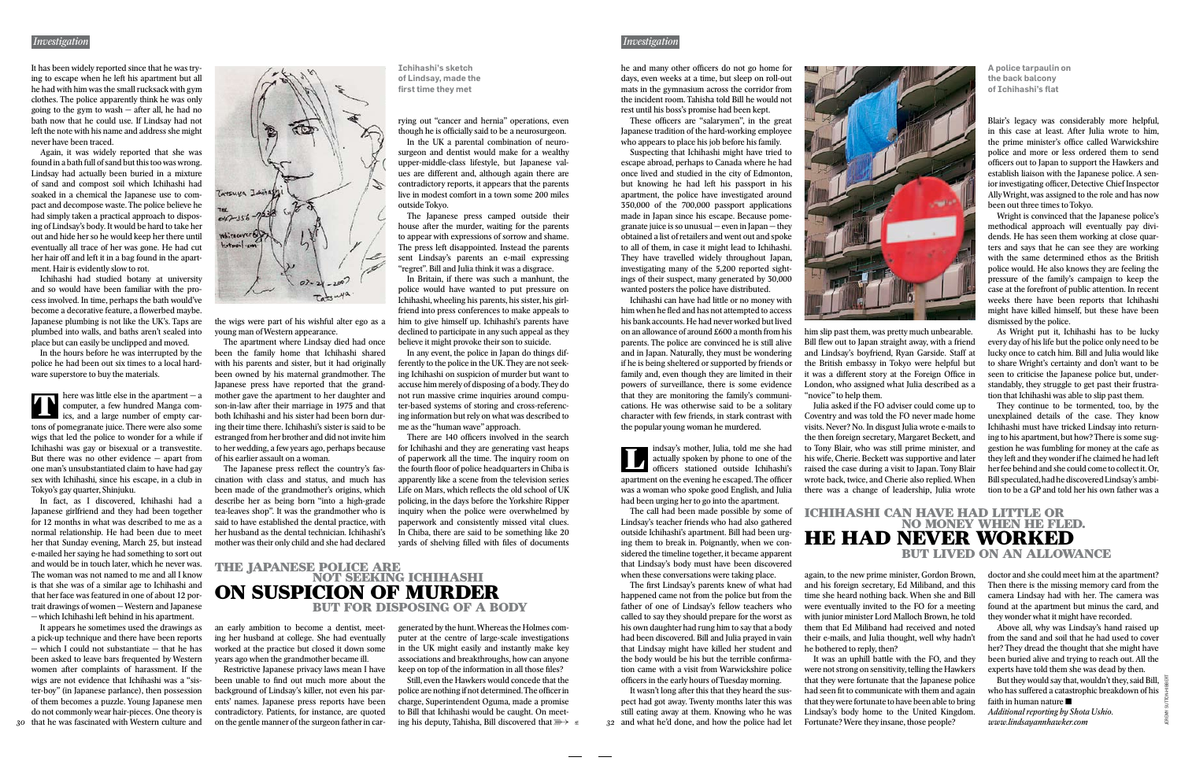It has been widely reported since that he was trying to escape when he left his apartment but all he had with him was the small rucksack with gym clothes. The police apparently think he was only going to the gym to wash — after all, he had no bath now that he could use. If Lindsay had not left the note with his name and address she might never have been traced.

Again, it was widely reported that she was found in a bath full of sand but this too was wrong. Lindsay had actually been buried in a mixture of sand and compost soil which Ichihashi had soaked in a chemical the Japanese use to compact and decompose waste. The police believe he had simply taken a practical approach to disposing of Lindsay's body. It would be hard to take her out and hide her so he would keep her there until eventually all trace of her was gone. He had cut her hair off and left it in a bag found in the apartment. Hair is evidently slow to rot.

Ichihashi had studied botany at university and so would have been familiar with the process involved. In time, perhaps the bath would've become a decorative feature, a flowerbed maybe. Japanese plumbing is not like the UK's. Taps are plumbed into walls, and baths aren't sealed into place but can easily be unclipped and moved.

In the hours before he was interrupted by the police he had been out six times to a local hardware superstore to buy the materials.

There was little else in the apartment — a computer, a few hundred Manga comics, and a large number of empty cartons of pomegranate juice. There were also some wigs that led the police to wonder for a while if Ichihashi was gay or bisexual or a transvestite. But there was no other evidence — apart from one man's unsubstantiated claim to have had gay sex with Ichihashi, since his escape, in a club in Tokyo's gay quarter, Shinjuku.

In fact, as I discovered, Ichihashi had a Japanese girlfriend and they had been together for 12 months in what was described to me as a normal relationship. He had been due to meet her that Sunday evening, March 25, but instead e-mailed her saying he had something to sort out and would be in touch later, which he never was. The woman was not named to me and all I know is that she was of a similar age to Ichihashi and that her face was featured in one of about 12 portrait drawings of women — Western and Japanese — which Ichihashi left behind in his apartment.

It appears he sometimes used the drawings as a pick-up technique and there have been reports — which I could not substantiate — that he has been asked to leave bars frequented by Western women after complaints of harassment. If the wigs are not evidence that Ichihashi was a "sister-boy" (in Japanese parlance), then possession of them becomes a puzzle. Young Japanese men do not commonly wear hair-pieces. One theory is that he was fascinated with Western culture and the wigs were part of his wishful alter ego as a young man of Western appearance.

**Ichihashi's sketch of Lindsay, made the first time they met**

The apartment where Lindsay died had once been the family home that Ichihashi shared with his parents and sister, but it had originally been owned by his maternal grandmother. The Japanese press have reported that the grandmother gave the apartment to her daughter and son-in-law after their marriage in 1975 and that both Ichihashi and his sister had been born during their time there. Ichihashi's sister is said to be estranged from her brother and did not invite him to her wedding, a few years ago, perhaps because of his earlier assault on a woman.

The Japanese press reflect the country's fascination with class and status, and much has been made of the grandmother's origins, which describe her as being born "into a high-grade tea-leaves shop". It was the grandmother who is said to have established the dental practice, with her husband as the dental technician. Ichihashi's mother was their only child and she had declared an early ambition to become a dentist, meeting her husband at college. She had eventually worked at the practice but closed it down some years ago when the grandmother became ill.

Restrictive Japanese privacy laws mean I have been unable to find out much more about the background of Lindsay's killer, not even his parents' names. Japanese press reports have been contradictory. Patients, for instance, are quoted on the gentle manner of the surgeon father in carrying out "cancer and hernia" operations, even though he is officially said to be a neurosurgeon.

In the UK a parental combination of neurosurgeon and dentist would make for a wealthy upper-middle-class lifestyle, but Japanese values are different and, although again there are contradictory reports, it appears that the parents live in modest comfort in a town some 200 miles outside Tokyo.

The Japanese press camped outside their house after the murder, waiting for the parents to appear with expressions of sorrow and shame. The press left disappointed. Instead the parents sent Lindsay's parents an e-mail expressing "regret". Bill and Julia think it was a disgrace.

In Britain, if there was such a manhunt, the police would have wanted to put pressure on Ichihashi, wheeling his parents, his sister, his girlfriend into press conferences to make appeals to him to give himself up. Ichihashi's parents have declined to participate in any such appeal as they believe it might provoke their son to suicide.

In any event, the police in Japan do things differently to the police in the UK. They are not seeking Ichihashi on suspicion of murder but want to accuse him merely of disposing of a body. They do not run massive crime inquiries around computer-based systems of storing and cross-referencing information but rely on what was described to me as the "human wave" approach.

## THE JAPANESE POLICE ARE NOT SEEKING ICHIHASHI ON SUSPICION OF MURDER BUT FOR DISPOSING OF A BODY

There are 140 officers involved in the search for Ichihashi and they are generating vast heaps of paperwork all the time. The inquiry room on the fourth floor of police headquarters in Chiba is apparently like a scene from the television series Life on Mars, which reflects the old school of UK policing, in the days before the Yorkshire Ripper inquiry when the police were overwhelmed by paperwork and consistently missed vital clues. In Chiba, there are said to be something like 20 yards of shelving filled with files of documents generated by the hunt. Whereas the Holmes computer at the centre of large-scale investigations in the UK might easily and instantly make key associations and breakthroughs, how can anyone keep on top of the information in all those files?

Still, even the Hawkers would concede that the police are nothing if not determined. The officer in charge, Superintendent Oguma, made a promise to Bill that Ichihashi would be caught. On meeting his deputy, Tahisha, Bill discovered that he and many other officers do not go home for days, even weeks at a time, but sleep on roll-out mats in the gymnasium across the corridor from the incident room. Tahisha told Bill he would not rest until his boss's promise had been kept.

These officers are "salarymen", in the great Japanese tradition of the hard-working employee who appears to place his job before his family.

Suspecting that Ichihashi might have tried to escape abroad, perhaps to Canada where he had once lived and studied in the city of Edmonton, but knowing he had left his passport in his apartment, the police have investigated around 350,000 of the 700,000 passport applications made in Japan since his escape. Because pomegranate juice is so unusual — even in Japan — they obtained a list of retailers and went out and spoke to all of them, in case it might lead to Ichihashi. They have travelled widely throughout Japan, investigating many of the 5,200 reported sightings of their suspect, many generated by 30,000 wanted posters the police have distributed.

Ichihashi can have had little or no money with him when he fled and has not attempted to access his bank accounts. He had never worked but lived on an allowance of around £600 a month from his parents. The police are convinced he is still alive and in Japan. Naturally, they must be wondering if he is being sheltered or supported by friends or family and, even though they are limited in their powers of surveillance, there is some evidence that they are monitoring the family's communications. He was otherwise said to be a solitary character with few friends, in stark contrast with the popular young woman he murdered.

Lindsay's mother, Julia, told me she had actually spoken by phone to one of the officers stationed outside Ichihashi's apartment on the evening he escaped. The officer was a woman who spoke good English, and Julia had been urging her to go into the apartment.

The call had been made possible by some of Lindsay's teacher friends who had also gathered outside Ichihashi's apartment. Bill had been urging them to break in. Poignantly, when we considered the timeline together, it became apparent that Lindsay's body must have been discovered when these conversations were taking place.

The first Lindsay's parents knew of what had happened came not from the police but from the father of one of Lindsay's fellow teachers who called to say they should prepare for the worst as his own daughter had rung him to say that a body had been discovered. Bill and Julia prayed in vain that Lindsay might have killed her student and the body would be his but the terrible confirmation came with a visit from Warwickshire police officers in the early hours of Tuesday morning.

It wasn't long after this that they heard the suspect had got away. Twenty months later this was still eating away at them. Knowing who he was and what he'd done, and how the police had let him slip past them, was pretty much unbearable. Bill flew out to Japan straight away, with a friend and Lindsay's boyfriend, Ryan Garside. Staff at the British embassy in Tokyo were helpful but it was a different story at the Foreign Office in London, who assigned what Julia described as a "novice" to help them.

**A police tarpaulin on the back balcony of Ichihashi's flat**

Julia asked if the FO adviser could come up to Coventry and was told the FO never made home visits. Never? No. In disgust Julia wrote e-mails to the then foreign secretary, Margaret Beckett, and to Tony Blair, who was still prime minister, and his wife, Cherie. Beckett was supportive and later raised the case during a visit to Japan. Tony Blair wrote back, twice, and Cherie also replied. When there was a change of leadership, Julia wrote again, to the new prime minister, Gordon Brown, and his foreign secretary, Ed Miliband, and this time she heard nothing back. When she and Bill were eventually invited to the FO for a meeting with junior minister Lord Malloch Brown, he told them that Ed Miliband had received and noted their e-mails, and Julia thought, well why hadn't he bothered to reply, then?

## ICHIHASHI CAN HAVE HAD LITTLE OR NO MONEY WHEN HE FLED. HE HAD NEVER WORKED BUT LIVED ON AN ALLOWANCE

It was an uphill battle with the FO, and they were not strong on sensitivity, telling the Hawkers that they were fortunate that the Japanese police had seen fit to communicate with them and again that they were fortunate to have been able to bring Lindsay's body home to the United Kingdom. Fortunate? Were they insane, those people?

Blair's legacy was considerably more helpful, in this case at least. After Julia wrote to him, the prime minister's office called Warwickshire police and more or less ordered them to send officers out to Japan to support the Hawkers and establish liaison with the Japanese police. A senior investigating officer, Detective Chief Inspector Ally Wright, was assigned to the role and has now been out three times to Tokyo.

Wright is convinced that the Japanese police's methodical approach will eventually pay dividends. He has seen them working at close quarters and says that he can see they are working with the same determined ethos as the British police would. He also knows they are feeling the pressure of the family's campaign to keep the case at the forefront of public attention. In recent weeks there have been reports that Ichihashi might have killed himself, but these have been dismissed by the police.

As Wright put it, Ichihashi has to be lucky every day of his life but the police only need to be lucky once to catch him. Bill and Julia would like to share Wright's certainty and don't want to be seen to criticise the Japanese police but, understandably, they struggle to get past their frustration that Ichihashi was able to slip past them.

They continue to be tormented, too, by the unexplained details of the case. They know Ichihashi must have tricked Lindsay into returning to his apartment, but how? There is some suggestion he was fumbling for money at the cafe as they left and they wonder if he claimed he had left her fee behind and she could come to collect it. Or, Bill speculated, had he discovered Lindsay's ambition to be a GP and told her his own father was a doctor and she could meet him at the apartment? Then there is the missing memory card from the camera Lindsay had with her. The camera was found at the apartment but minus the card, and they wonder what it might have recorded.

Above all, why was Lindsay's hand raised up from the sand and soil that he had used to cover her? They dread the thought that she might have been buried alive and trying to reach out. All the experts have told them she was dead by then.

But they would say that, wouldn't they, said Bill, who has suffered a catastrophic breakdown of his faith in human nature ■

*Additional reporting by Shota Ushio.*
*www.lindsayannhawker.com*